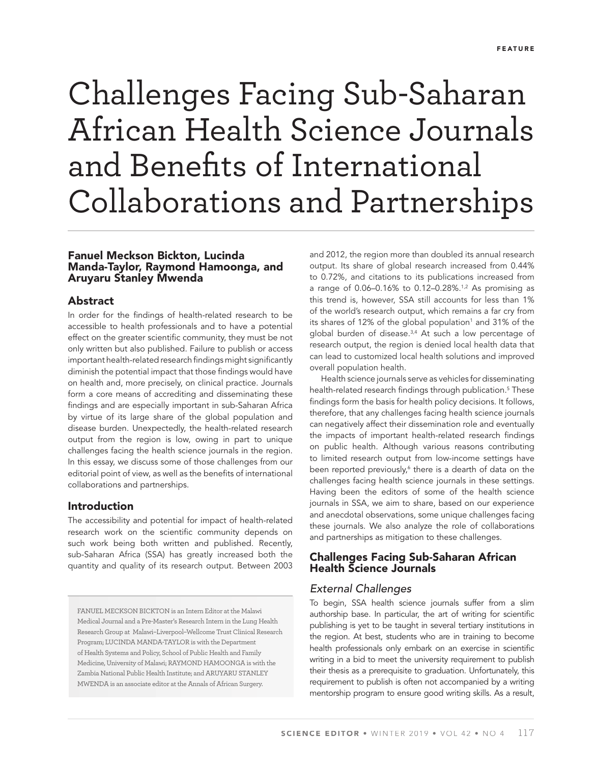FEATURE

# Challenges Facing Sub-Saharan African Health Science Journals and Benefits of International Collaborations and Partnerships

**Fanuel Meckson Bickton, Lucinda Manda-Taylor, Raymond Hamoonga, and Aruyaru Stanley Mwenda**

## Abstract

In order for the findings of health-related research to be accessible to health professionals and to have a potential effect on the greater scientific community, they must be not only written but also published. Failure to publish or access important health-related research findings might significantly diminish the potential impact that those findings would have on health and, more precisely, on clinical practice. Journals form a core means of accrediting and disseminating these findings and are especially important in sub-Saharan Africa by virtue of its large share of the global population and disease burden. Unexpectedly, the health-related research output from the region is low, owing in part to unique challenges facing the health science journals in the region. In this essay, we discuss some of those challenges from our editorial point of view, as well as the benefits of international collaborations and partnerships.

## Introduction

The accessibility and potential for impact of health-related research work on the scientific community depends on such work being both written and published. Recently, sub-Saharan Africa (SSA) has greatly increased both the quantity and quality of its research output. Between 2003 and 2012, the region more than doubled its annual research output. Its share of global research increased from 0.44% to 0.72%, and citations to its publications increased from a range of 0.06–0.16% to 0.12–0.28%.[1,2] As promising as this trend is, however, SSA still accounts for less than 1% of the world's research output, which remains a far cry from its shares of 12% of the global population[1] and 31% of the global burden of disease.[3,4] At such a low percentage of research output, the region is denied local health data that can lead to customized local health solutions and improved overall population health.

Health science journals serve as vehicles for disseminating health-related research findings through publication.[5] These findings form the basis for health policy decisions. It follows, therefore, that any challenges facing health science journals can negatively affect their dissemination role and eventually the impacts of important health-related research findings on public health. Although various reasons contributing to limited research output from low-income settings have been reported previously,[6] there is a dearth of data on the challenges facing health science journals in these settings. Having been the editors of some of the health science journals in SSA, we aim to share, based on our experience and anecdotal observations, some unique challenges facing these journals. We also analyze the role of collaborations and partnerships as mitigation to these challenges.

## Challenges Facing Sub-Saharan African Health Science Journals

### External Challenges

To begin, SSA health science journals suffer from a slim authorship base. In particular, the art of writing for scientific publishing is yet to be taught in several tertiary institutions in the region. At best, students who are in training to become health professionals only embark on an exercise in scientific writing in a bid to meet the university requirement to publish their thesis as a prerequisite to graduation. Unfortunately, this requirement to publish is often not accompanied by a writing mentorship program to ensure good writing skills. As a result,

FANUEL MECKSON BICKTON is an Intern Editor at the Malawi Medical Journal and a Pre-Master's Research Intern in the Lung Health Research Group at Malawi–Liverpool–Wellcome Trust Clinical Research Program; LUCINDA MANDA-TAYLOR is with the Department of Health Systems and Policy, School of Public Health and Family Medicine, University of Malawi; RAYMOND HAMOONGA is with the Zambia National Public Health Institute; and ARUYARU STANLEY MWENDA is an associate editor at the Annals of African Surgery.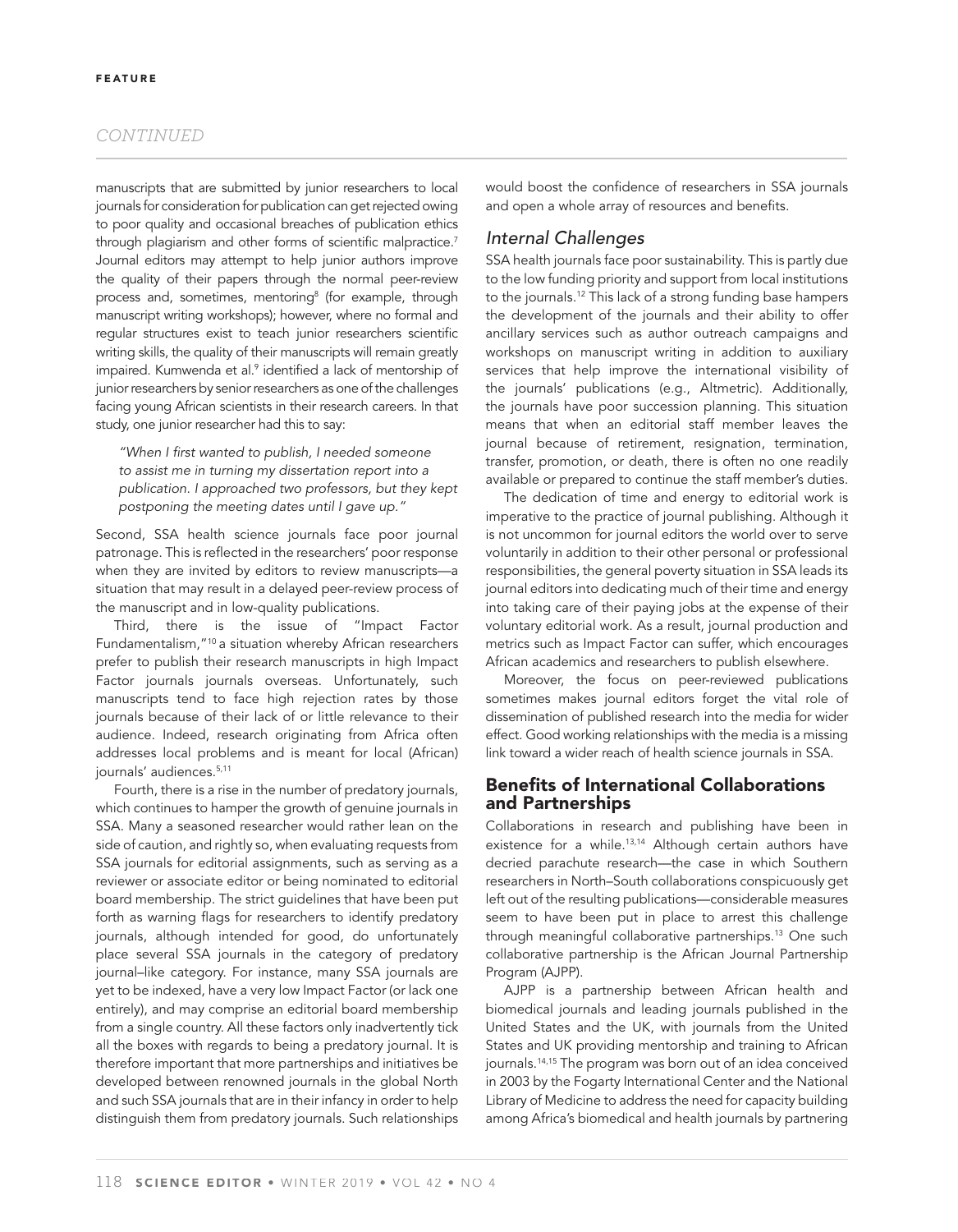manuscripts that are submitted by junior researchers to local journals for consideration for publication can get rejected owing to poor quality and occasional breaches of publication ethics through plagiarism and other forms of scientific malpractice.[7] Journal editors may attempt to help junior authors improve the quality of their papers through the normal peer-review process and, sometimes, mentoring[8] (for example, through manuscript writing workshops); however, where no formal and regular structures exist to teach junior researchers scientific writing skills, the quality of their manuscripts will remain greatly impaired. Kumwenda et al.[9] identified a lack of mentorship of junior researchers by senior researchers as one of the challenges facing young African scientists in their research careers. In that study, one junior researcher had this to say:

> *"When I first wanted to publish, I needed someone to assist me in turning my dissertation report into a publication. I approached two professors, but they kept postponing the meeting dates until I gave up."*

Second, SSA health science journals face poor journal patronage. This is reflected in the researchers' poor response when they are invited by editors to review manuscripts—a situation that may result in a delayed peer-review process of the manuscript and in low-quality publications.

Third, there is the issue of "Impact Factor Fundamentalism,"[10] a situation whereby African researchers prefer to publish their research manuscripts in high Impact Factor journals journals overseas. Unfortunately, such manuscripts tend to face high rejection rates by those journals because of their lack of or little relevance to their audience. Indeed, research originating from Africa often addresses local problems and is meant for local (African) journals' audiences.[5,11]

Fourth, there is a rise in the number of predatory journals, which continues to hamper the growth of genuine journals in SSA. Many a seasoned researcher would rather lean on the side of caution, and rightly so, when evaluating requests from SSA journals for editorial assignments, such as serving as a reviewer or associate editor or being nominated to editorial board membership. The strict guidelines that have been put forth as warning flags for researchers to identify predatory journals, although intended for good, do unfortunately place several SSA journals in the category of predatory journal–like category. For instance, many SSA journals are yet to be indexed, have a very low Impact Factor (or lack one entirely), and may comprise an editorial board membership from a single country. All these factors only inadvertently tick all the boxes with regards to being a predatory journal. It is therefore important that more partnerships and initiatives be developed between renowned journals in the global North and such SSA journals that are in their infancy in order to help distinguish them from predatory journals. Such relationships would boost the confidence of researchers in SSA journals and open a whole array of resources and benefits.

### *Internal Challenges*

SSA health journals face poor sustainability. This is partly due to the low funding priority and support from local institutions to the journals.[12] This lack of a strong funding base hampers the development of the journals and their ability to offer ancillary services such as author outreach campaigns and workshops on manuscript writing in addition to auxiliary services that help improve the international visibility of the journals' publications (e.g., Altmetric). Additionally, the journals have poor succession planning. This situation means that when an editorial staff member leaves the journal because of retirement, resignation, termination, transfer, promotion, or death, there is often no one readily available or prepared to continue the staff member's duties.

The dedication of time and energy to editorial work is imperative to the practice of journal publishing. Although it is not uncommon for journal editors the world over to serve voluntarily in addition to their other personal or professional responsibilities, the general poverty situation in SSA leads its journal editors into dedicating much of their time and energy into taking care of their paying jobs at the expense of their voluntary editorial work. As a result, journal production and metrics such as Impact Factor can suffer, which encourages African academics and researchers to publish elsewhere.

Moreover, the focus on peer-reviewed publications sometimes makes journal editors forget the vital role of dissemination of published research into the media for wider effect. Good working relationships with the media is a missing link toward a wider reach of health science journals in SSA.

## Benefits of International Collaborations and Partnerships

Collaborations in research and publishing have been in existence for a while.[13,14] Although certain authors have decried parachute research—the case in which Southern researchers in North–South collaborations conspicuously get left out of the resulting publications—considerable measures seem to have been put in place to arrest this challenge through meaningful collaborative partnerships.[13] One such collaborative partnership is the African Journal Partnership Program (AJPP).

AJPP is a partnership between African health and biomedical journals and leading journals published in the United States and the UK, with journals from the United States and UK providing mentorship and training to African journals.[14,15] The program was born out of an idea conceived in 2003 by the Fogarty International Center and the National Library of Medicine to address the need for capacity building among Africa's biomedical and health journals by partnering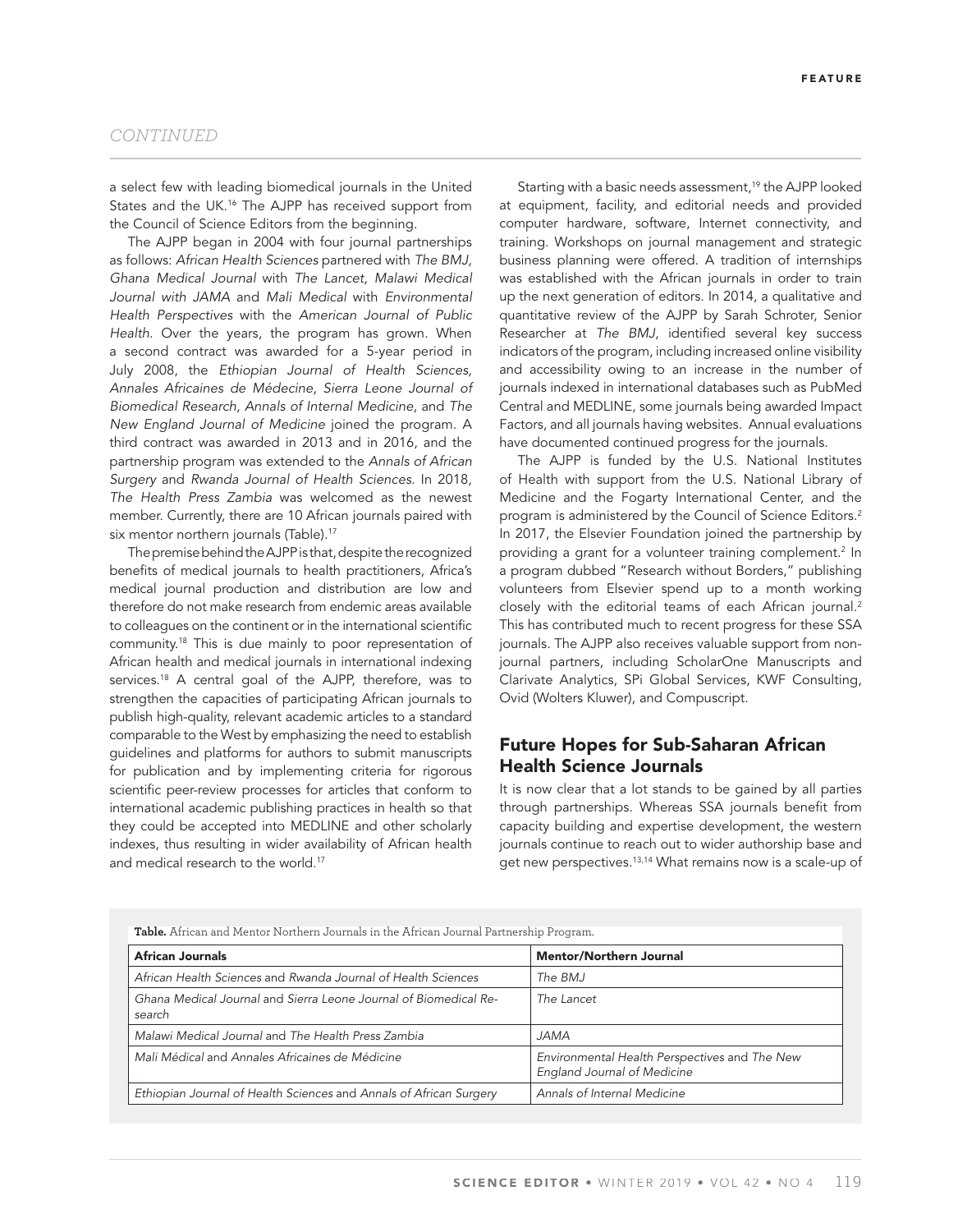a select few with leading biomedical journals in the United States and the UK.[16] The AJPP has received support from the Council of Science Editors from the beginning.

The AJPP began in 2004 with four journal partnerships as follows: *African Health Sciences* partnered with *The BMJ, Ghana Medical Journal* with *The Lancet, Malawi Medical Journal with JAMA* and *Mali Medical* with *Environmental Health Perspectives* with the *American Journal of Public Health*. Over the years, the program has grown. When a second contract was awarded for a 5-year period in July 2008, the *Ethiopian Journal of Health Sciences, Annales Africaines de Médecine, Sierra Leone Journal of Biomedical Research, Annals of Internal Medicine*, and *The New England Journal of Medicine* joined the program. A third contract was awarded in 2013 and in 2016, and the partnership program was extended to the *Annals of African Surgery* and *Rwanda Journal of Health Sciences*. In 2018, *The Health Press Zambia* was welcomed as the newest member. Currently, there are 10 African journals paired with six mentor northern journals (Table).[17]

The premise behind the AJPP is that, despite the recognized benefits of medical journals to health practitioners, Africa's medical journal production and distribution are low and therefore do not make research from endemic areas available to colleagues on the continent or in the international scientific community.[18] This is due mainly to poor representation of African health and medical journals in international indexing services.[18] A central goal of the AJPP, therefore, was to strengthen the capacities of participating African journals to publish high-quality, relevant academic articles to a standard comparable to the West by emphasizing the need to establish guidelines and platforms for authors to submit manuscripts for publication and by implementing criteria for rigorous scientific peer-review processes for articles that conform to international academic publishing practices in health so that they could be accepted into MEDLINE and other scholarly indexes, thus resulting in wider availability of African health and medical research to the world.[17]

Starting with a basic needs assessment,[19] the AJPP looked at equipment, facility, and editorial needs and provided computer hardware, software, Internet connectivity, and training. Workshops on journal management and strategic business planning were offered. A tradition of internships was established with the African journals in order to train up the next generation of editors. In 2014, a qualitative and quantitative review of the AJPP by Sarah Schroter, Senior Researcher at *The BMJ*, identified several key success indicators of the program, including increased online visibility and accessibility owing to an increase in the number of journals indexed in international databases such as PubMed Central and MEDLINE, some journals being awarded Impact Factors, and all journals having websites. Annual evaluations have documented continued progress for the journals.

The AJPP is funded by the U.S. National Institutes of Health with support from the U.S. National Library of Medicine and the Fogarty International Center, and the program is administered by the Council of Science Editors.[2] In 2017, the Elsevier Foundation joined the partnership by providing a grant for a volunteer training complement.[2] In a program dubbed "Research without Borders," publishing volunteers from Elsevier spend up to a month working closely with the editorial teams of each African journal.[2] This has contributed much to recent progress for these SSA journals. The AJPP also receives valuable support from non-journal partners, including ScholarOne Manuscripts and Clarivate Analytics, SPi Global Services, KWF Consulting, Ovid (Wolters Kluwer), and Compuscript.

## Future Hopes for Sub-Saharan African Health Science Journals

It is now clear that a lot stands to be gained by all parties through partnerships. Whereas SSA journals benefit from capacity building and expertise development, the western journals continue to reach out to wider authorship base and get new perspectives.[13,14] What remains now is a scale-up of

**Table.** African and Mentor Northern Journals in the African Journal Partnership Program.

| African Journals | Mentor/Northern Journal |
|---|---|
| *African Health Sciences* and *Rwanda Journal of Health Sciences* | *The BMJ* |
| *Ghana Medical Journal* and *Sierra Leone Journal of Biomedical Research* | *The Lancet* |
| *Malawi Medical Journal* and *The Health Press Zambia* | *JAMA* |
| *Mali Médical* and *Annales Africaines de Médicine* | *Environmental Health Perspectives* and *The New England Journal of Medicine* |
| *Ethiopian Journal of Health Sciences* and *Annals of African Surgery* | *Annals of Internal Medicine* |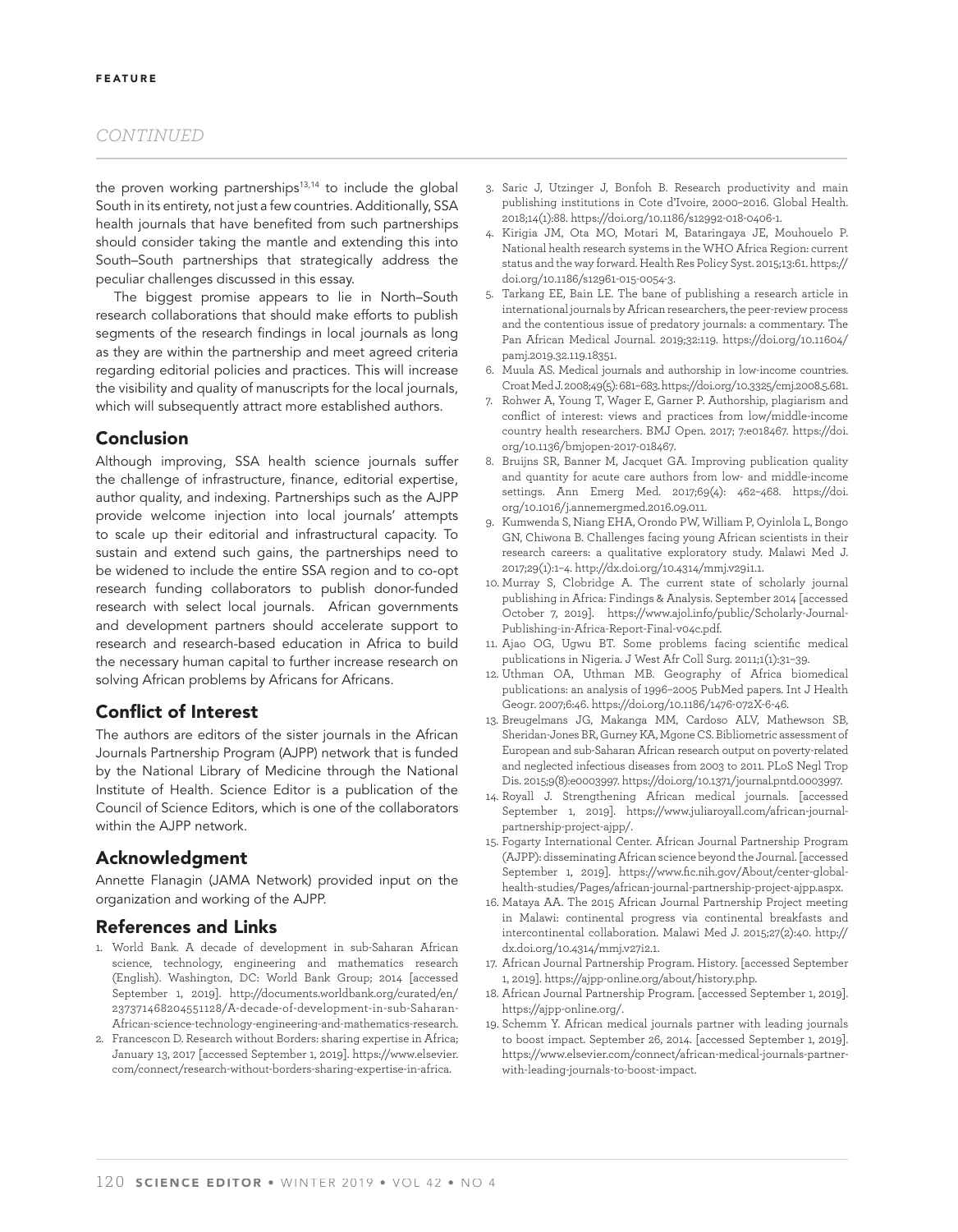the proven working partnerships[13,14] to include the global South in its entirety, not just a few countries. Additionally, SSA health journals that have benefited from such partnerships should consider taking the mantle and extending this into South–South partnerships that strategically address the peculiar challenges discussed in this essay.

The biggest promise appears to lie in North–South research collaborations that should make efforts to publish segments of the research findings in local journals as long as they are within the partnership and meet agreed criteria regarding editorial policies and practices. This will increase the visibility and quality of manuscripts for the local journals, which will subsequently attract more established authors.

## Conclusion

Although improving, SSA health science journals suffer the challenge of infrastructure, finance, editorial expertise, author quality, and indexing. Partnerships such as the AJPP provide welcome injection into local journals' attempts to scale up their editorial and infrastructural capacity. To sustain and extend such gains, the partnerships need to be widened to include the entire SSA region and to co-opt research funding collaborators to publish donor-funded research with select local journals. African governments and development partners should accelerate support to research and research-based education in Africa to build the necessary human capital to further increase research on solving African problems by Africans for Africans.

## Conflict of Interest

The authors are editors of the sister journals in the African Journals Partnership Program (AJPP) network that is funded by the National Library of Medicine through the National Institute of Health. Science Editor is a publication of the Council of Science Editors, which is one of the collaborators within the AJPP network.

## Acknowledgment

Annette Flanagin (JAMA Network) provided input on the organization and working of the AJPP.

## References and Links

1. World Bank. A decade of development in sub-Saharan African science, technology, engineering and mathematics research (English). Washington, DC: World Bank Group; 2014 [accessed September 1, 2019]. http://documents.worldbank.org/curated/en/237371468204551128/A-decade-of-development-in-sub-Saharan-African-science-technology-engineering-and-mathematics-research.
2. Francescon D. Research without Borders: sharing expertise in Africa; January 13, 2017 [accessed September 1, 2019]. https://www.elsevier.com/connect/research-without-borders-sharing-expertise-in-africa.
3. Saric J, Utzinger J, Bonfoh B. Research productivity and main publishing institutions in Cote d'Ivoire, 2000–2016. Global Health. 2018;14(1):88. https://doi.org/10.1186/s12992-018-0406-1.
4. Kirigia JM, Ota MO, Motari M, Bataringaya JE, Mouhouelo P. National health research systems in the WHO Africa Region: current status and the way forward. Health Res Policy Syst. 2015;13:61. https://doi.org/10.1186/s12961-015-0054-3.
5. Tarkang EE, Bain LE. The bane of publishing a research article in international journals by African researchers, the peer-review process and the contentious issue of predatory journals: a commentary. The Pan African Medical Journal. 2019;32:119. https://doi.org/10.11604/pamj.2019.32.119.18351.
6. Muula AS. Medical journals and authorship in low-income countries. Croat Med J. 2008;49(5): 681–683. https://doi.org/10.3325/cmj.2008.5.681.
7. Rohwer A, Young T, Wager E, Garner P. Authorship, plagiarism and conflict of interest: views and practices from low/middle-income country health researchers. BMJ Open. 2017; 7:e018467. https://doi.org/10.1136/bmjopen-2017-018467.
8. Bruijns SR, Banner M, Jacquet GA. Improving publication quality and quantity for acute care authors from low- and middle-income settings. Ann Emerg Med. 2017;69(4): 462–468. https://doi.org/10.1016/j.annemergmed.2016.09.011.
9. Kumwenda S, Niang EHA, Orondo PW, William P, Oyinlola L, Bongo GN, Chiwona B. Challenges facing young African scientists in their research careers: a qualitative exploratory study. Malawi Med J. 2017;29(1):1–4. http://dx.doi.org/10.4314/mmj.v29i1.1.
10. Murray S, Clobridge A. The current state of scholarly journal publishing in Africa: Findings & Analysis. September 2014 [accessed October 7, 2019]. https://www.ajol.info/public/Scholarly-Journal-Publishing-in-Africa-Report-Final-v04c.pdf.
11. Ajao OG, Ugwu BT. Some problems facing scientific medical publications in Nigeria. J West Afr Coll Surg. 2011;1(1):31–39.
12. Uthman OA, Uthman MB. Geography of Africa biomedical publications: an analysis of 1996–2005 PubMed papers. Int J Health Geogr. 2007;6:46. https://doi.org/10.1186/1476-072X-6-46.
13. Breugelmans JG, Makanga MM, Cardoso ALV, Mathewson SB, Sheridan-Jones BR, Gurney KA, Mgone CS. Bibliometric assessment of European and sub-Saharan African research output on poverty-related and neglected infectious diseases from 2003 to 2011. PLoS Negl Trop Dis. 2015;9(8):e0003997. https://doi.org/10.1371/journal.pntd.0003997.
14. Royall J. Strengthening African medical journals. [accessed September 1, 2019]. https://www.juliaroyall.com/african-journal-partnership-project-ajpp/.
15. Fogarty International Center. African Journal Partnership Program (AJPP): disseminating African science beyond the Journal. [accessed September 1, 2019]. https://www.fic.nih.gov/About/center-global-health-studies/Pages/african-journal-partnership-project-ajpp.aspx.
16. Mataya AA. The 2015 African Journal Partnership Project meeting in Malawi: continental progress via continental breakfasts and intercontinental collaboration. Malawi Med J. 2015;27(2):40. http://dx.doi.org/10.4314/mmj.v27i2.1.
17. African Journal Partnership Program. History. [accessed September 1, 2019]. https://ajpp-online.org/about/history.php.
18. African Journal Partnership Program. [accessed September 1, 2019]. https://ajpp-online.org/.
19. Schemm Y. African medical journals partner with leading journals to boost impact. September 26, 2014. [accessed September 1, 2019]. https://www.elsevier.com/connect/african-medical-journals-partner-with-leading-journals-to-boost-impact.